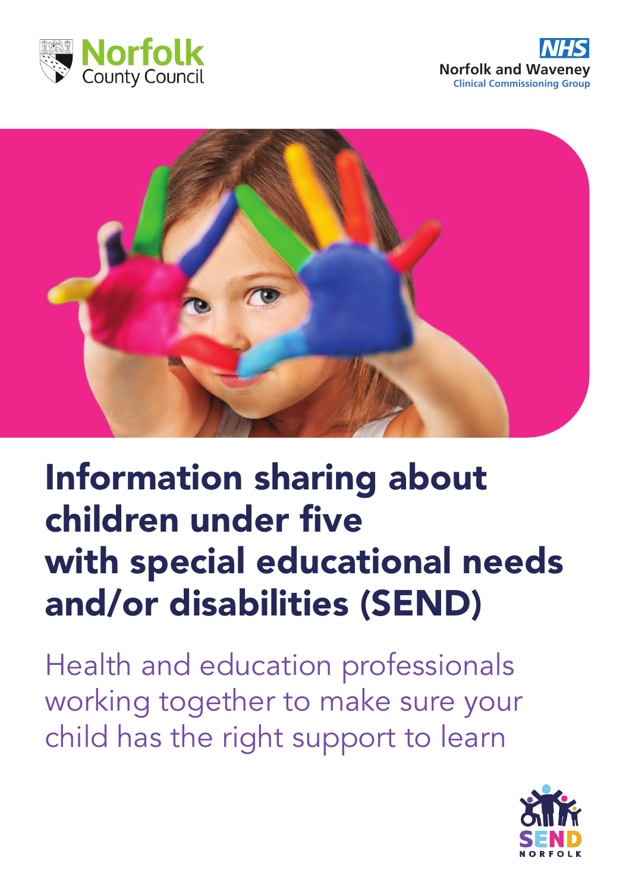Norfolk County Council

NHS Norfolk and Waveney Clinical Commissioning Group

# Information sharing about children under five with special educational needs and/or disabilities (SEND)

Health and education professionals working together to make sure your child has the right support to learn

SEND NORFOLK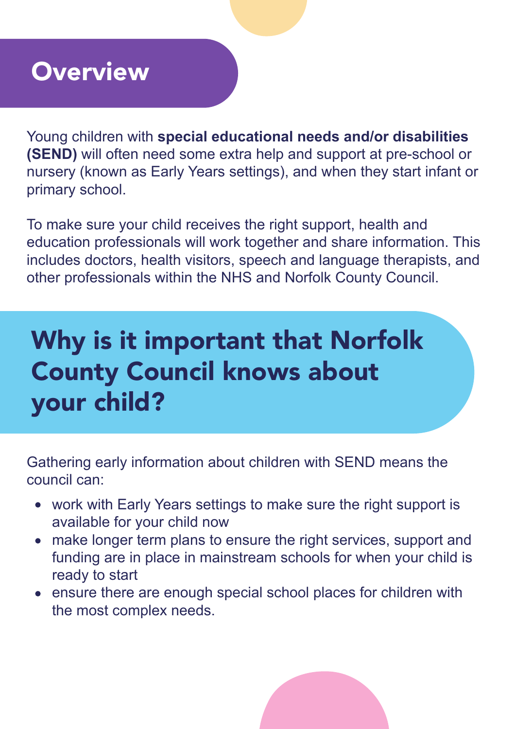## Overview

Young children with **special educational needs and/or disabilities (SEND)** will often need some extra help and support at pre-school or nursery (known as Early Years settings), and when they start infant or primary school.

To make sure your child receives the right support, health and education professionals will work together and share information. This includes doctors, health visitors, speech and language therapists, and other professionals within the NHS and Norfolk County Council.

## Why is it important that Norfolk County Council knows about your child?

Gathering early information about children with SEND means the council can:

- work with Early Years settings to make sure the right support is available for your child now
- make longer term plans to ensure the right services, support and funding are in place in mainstream schools for when your child is ready to start
- ensure there are enough special school places for children with the most complex needs.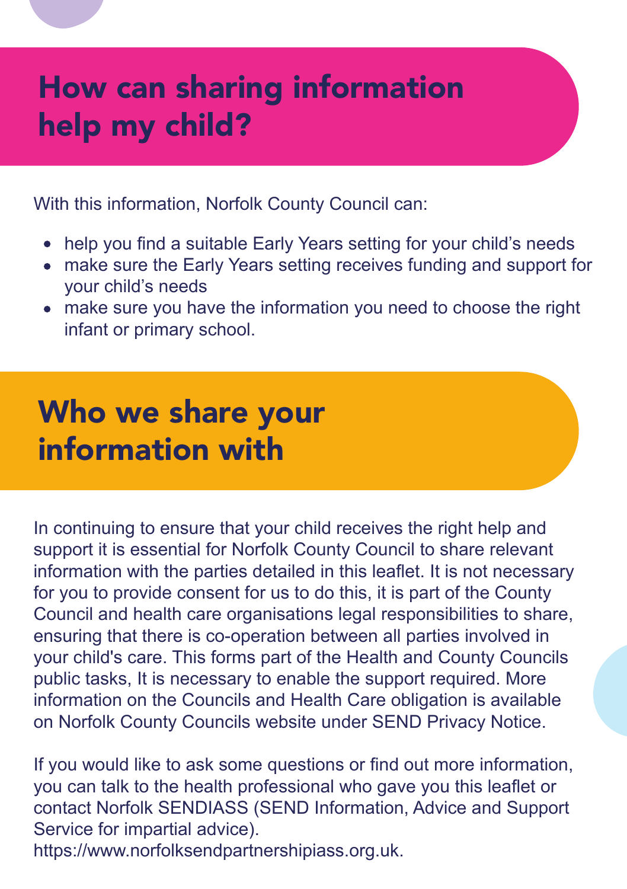# How can sharing information help my child?

With this information, Norfolk County Council can:

- help you find a suitable Early Years setting for your child's needs
- make sure the Early Years setting receives funding and support for your child's needs
- make sure you have the information you need to choose the right infant or primary school.

# Who we share your information with

In continuing to ensure that your child receives the right help and support it is essential for Norfolk County Council to share relevant information with the parties detailed in this leaflet. It is not necessary for you to provide consent for us to do this, it is part of the County Council and health care organisations legal responsibilities to share, ensuring that there is co-operation between all parties involved in your child's care. This forms part of the Health and County Councils public tasks, It is necessary to enable the support required. More information on the Councils and Health Care obligation is available on Norfolk County Councils website under SEND Privacy Notice.

If you would like to ask some questions or find out more information, you can talk to the health professional who gave you this leaflet or contact Norfolk SENDIASS (SEND Information, Advice and Support Service for impartial advice).
https://www.norfolksendpartnershipiass.org.uk.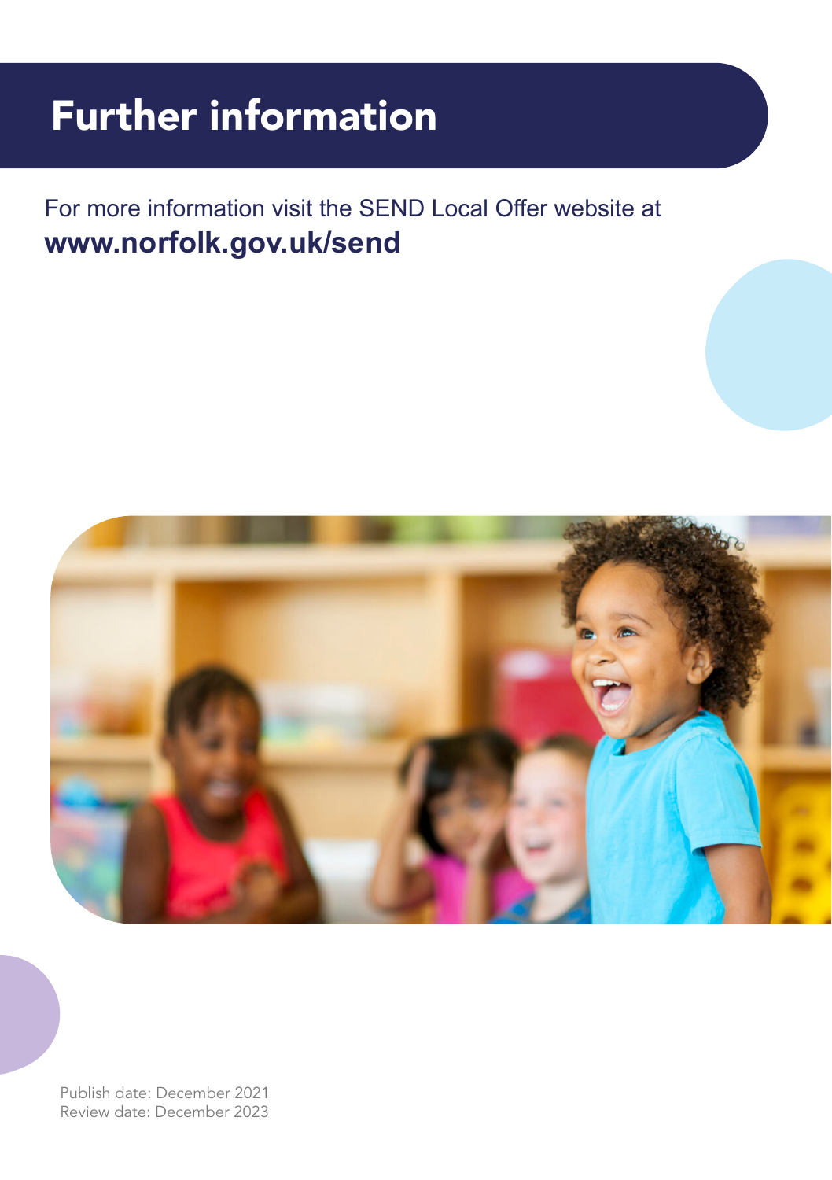# Further information

For more information visit the SEND Local Offer website at
**www.norfolk.gov.uk/send**

Publish date: December 2021
Review date: December 2023